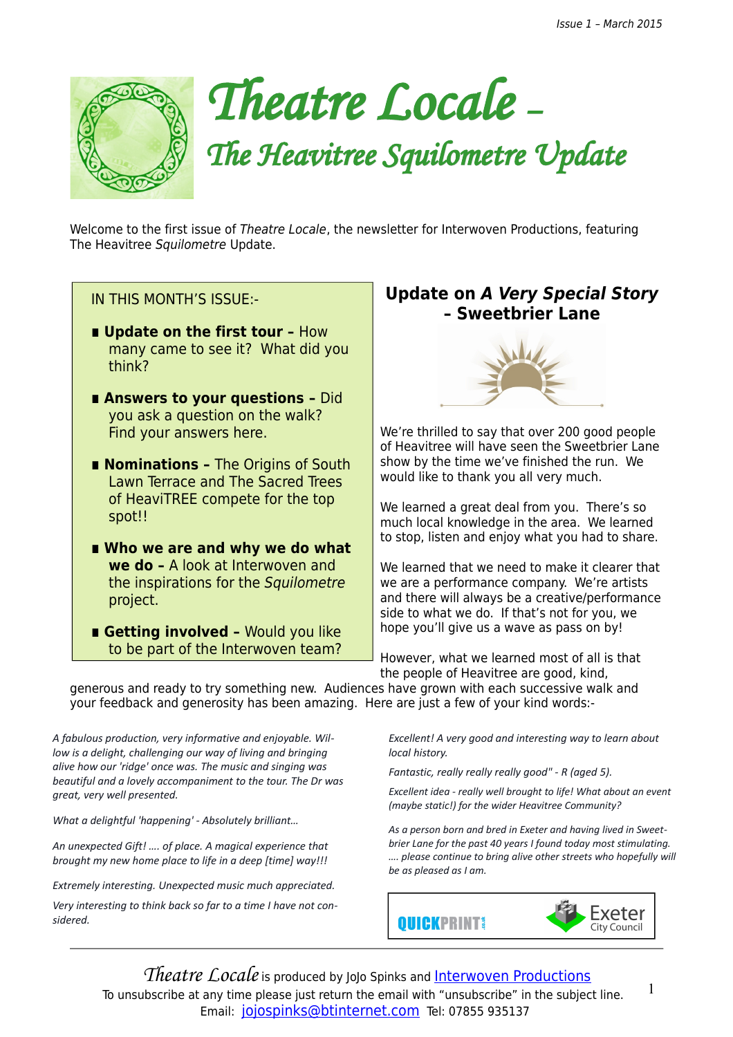Issue 1 – March 2015

# Theatre Locale –

## The Heavitree Squilometre Update

Welcome to the first issue of *Theatre Locale*, the newsletter for Interwoven Productions, featuring The Heavitree *Squilometre* Update.

IN THIS MONTH'S ISSUE:-

- **Update on the first tour –** How many came to see it? What did you think?
- **Answers to your questions –** Did you ask a question on the walk? Find your answers here.
- **Nominations –** The Origins of South Lawn Terrace and The Sacred Trees of HeaviTREE compete for the top spot!!
- **Who we are and why we do what we do –** A look at Interwoven and the inspirations for the *Squilometre* project.
- **Getting involved –** Would you like to be part of the Interwoven team?

## Update on *A Very Special Story* – Sweetbrier Lane

We're thrilled to say that over 200 good people of Heavitree will have seen the Sweetbrier Lane show by the time we've finished the run. We would like to thank you all very much.

We learned a great deal from you. There's so much local knowledge in the area. We learned to stop, listen and enjoy what you had to share.

We learned that we need to make it clearer that we are a performance company. We're artists and there will always be a creative/performance side to what we do. If that's not for you, we hope you'll give us a wave as pass on by!

However, what we learned most of all is that the people of Heavitree are good, kind, generous and ready to try something new. Audiences have grown with each successive walk and your feedback and generosity has been amazing. Here are just a few of your kind words:-

*A fabulous production, very informative and enjoyable. Willow is a delight, challenging our way of living and bringing alive how our 'ridge' once was. The music and singing was beautiful and a lovely accompaniment to the tour. The Dr was great, very well presented.*

*What a delightful 'happening' - Absolutely brilliant…*

*An unexpected Gift! …. of place. A magical experience that brought my new home place to life in a deep [time] way!!!*

*Extremely interesting. Unexpected music much appreciated.*

*Very interesting to think back so far to a time I have not considered.*

*Excellent! A very good and interesting way to learn about local history.*

*Fantastic, really really really good" - R (aged 5).*

*Excellent idea - really well brought to life! What about an event (maybe static!) for the wider Heavitree Community?*

*As a person born and bred in Exeter and having lived in Sweetbrier Lane for the past 40 years I found today most stimulating. …. please continue to bring alive other streets who hopefully will be as pleased as I am.*

QUICKPRINT | Exeter City Council

*Theatre Locale* is produced by JoJo Spinks and [Interwoven Productions](Interwoven Productions)
To unsubscribe at any time please just return the email with "unsubscribe" in the subject line.
Email: jojospinks@btinternet.com Tel: 07855 935137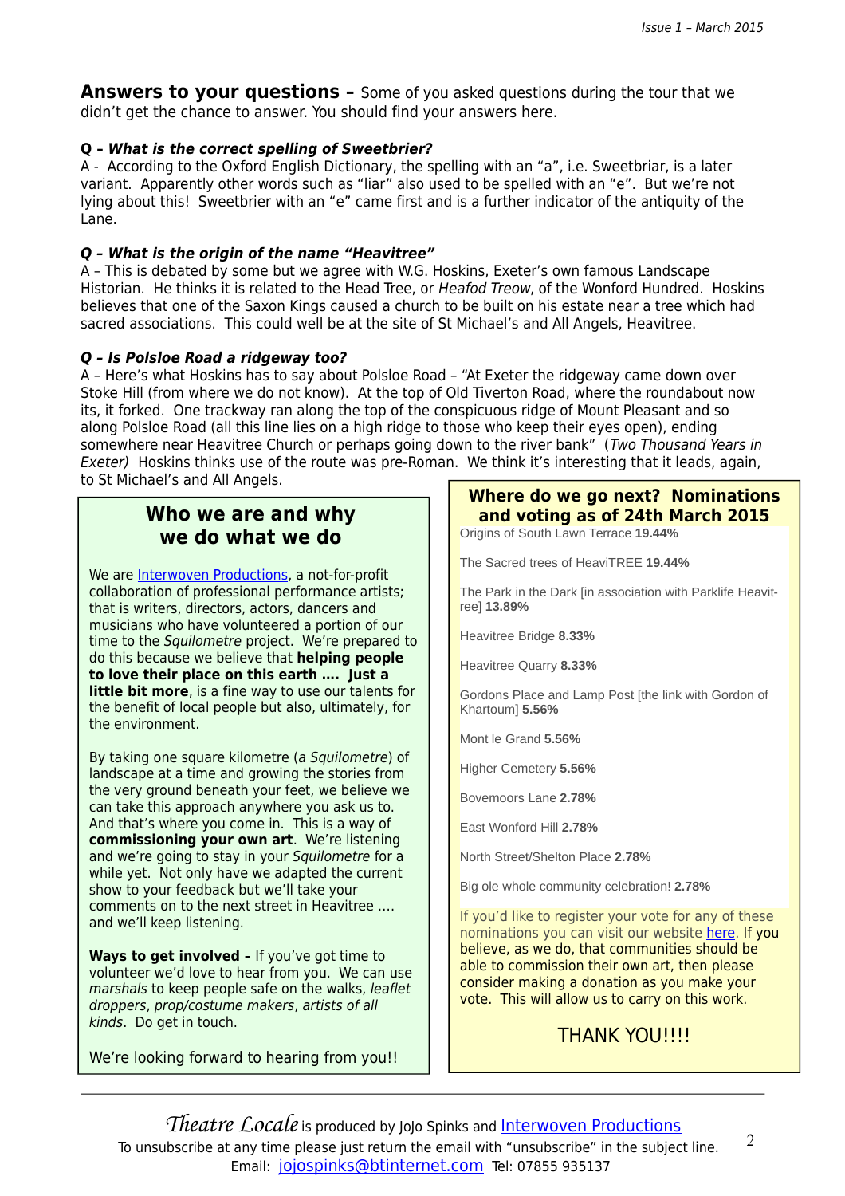## Answers to your questions – Some of you asked questions during the tour that we didn't get the chance to answer. You should find your answers here.

***Q – What is the correct spelling of Sweetbrier?***

A - According to the Oxford English Dictionary, the spelling with an "a", i.e. Sweetbriar, is a later variant. Apparently other words such as "liar" also used to be spelled with an "e". But we're not lying about this! Sweetbrier with an "e" came first and is a further indicator of the antiquity of the Lane.

***Q – What is the origin of the name "Heavitree"***

A – This is debated by some but we agree with W.G. Hoskins, Exeter's own famous Landscape Historian. He thinks it is related to the Head Tree, or *Heafod Treow*, of the Wonford Hundred. Hoskins believes that one of the Saxon Kings caused a church to be built on his estate near a tree which had sacred associations. This could well be at the site of St Michael's and All Angels, Heavitree.

***Q – Is Polsloe Road a ridgeway too?***

A – Here's what Hoskins has to say about Polsloe Road – "At Exeter the ridgeway came down over Stoke Hill (from where we do not know). At the top of Old Tiverton Road, where the roundabout now its, it forked. One trackway ran along the top of the conspicuous ridge of Mount Pleasant and so along Polsloe Road (all this line lies on a high ridge to those who keep their eyes open), ending somewhere near Heavitree Church or perhaps going down to the river bank" (*Two Thousand Years in Exeter)* Hoskins thinks use of the route was pre-Roman. We think it's interesting that it leads, again, to St Michael's and All Angels.

## Who we are and why we do what we do

We are Interwoven Productions, a not-for-profit collaboration of professional performance artists; that is writers, directors, actors, dancers and musicians who have volunteered a portion of our time to the *Squilometre* project. We're prepared to do this because we believe that **helping people to love their place on this earth …. Just a little bit more**, is a fine way to use our talents for the benefit of local people but also, ultimately, for the environment.

By taking one square kilometre (*a Squilometre*) of landscape at a time and growing the stories from the very ground beneath your feet, we believe we can take this approach anywhere you ask us to. And that's where you come in. This is a way of **commissioning your own art**. We're listening and we're going to stay in your *Squilometre* for a while yet. Not only have we adapted the current show to your feedback but we'll take your comments on to the next street in Heavitree …. and we'll keep listening.

**Ways to get involved –** If you've got time to volunteer we'd love to hear from you. We can use *marshals* to keep people safe on the walks, *leaflet droppers*, *prop/costume makers*, *artists of all kinds*. Do get in touch.

We're looking forward to hearing from you!!

## Where do we go next? Nominations and voting as of 24th March 2015

Origins of South Lawn Terrace **19.44%**

The Sacred trees of HeaviTREE **19.44%**

The Park in the Dark [in association with Parklife Heavitree] **13.89%**

Heavitree Bridge **8.33%**

Heavitree Quarry **8.33%**

Gordons Place and Lamp Post [the link with Gordon of Khartoum] **5.56%**

Mont le Grand **5.56%**

Higher Cemetery **5.56%**

Bovemoors Lane **2.78%**

East Wonford Hill **2.78%**

North Street/Shelton Place **2.78%**

Big ole whole community celebration! **2.78%**

If you'd like to register your vote for any of these nominations you can visit our website here. If you believe, as we do, that communities should be able to commission their own art, then please consider making a donation as you make your vote. This will allow us to carry on this work.

THANK YOU!!!!

---

*Theatre Locale* is produced by JoJo Spinks and Interwoven Productions

To unsubscribe at any time please just return the email with "unsubscribe" in the subject line.

Email: jojospinks@btinternet.com Tel: 07855 935137